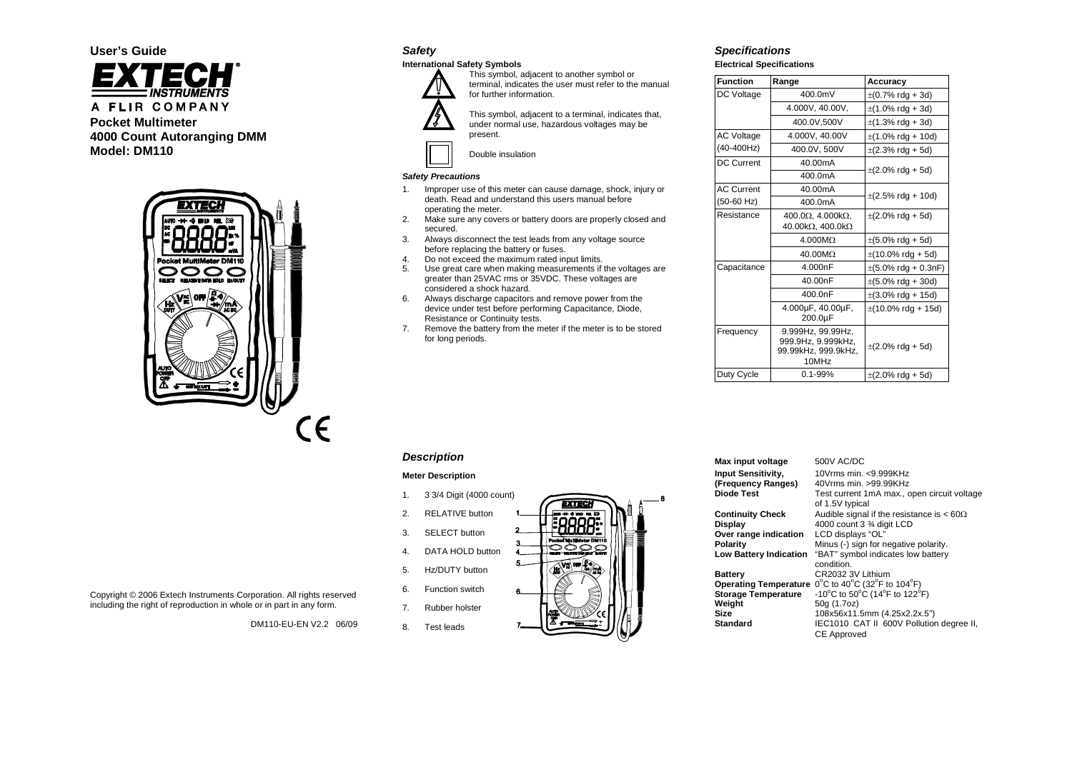User's Guide

EXTECH INSTRUMENTS
A FLIR COMPANY

# Pocket Multimeter
# 4000 Count Autoranging DMM
# Model: DM110

Copyright © 2006 Extech Instruments Corporation. All rights reserved including the right of reproduction in whole or in part in any form.

DM110-EU-EN V2.2 06/09

## *Safety*

**International Safety Symbols**

This symbol, adjacent to another symbol or terminal, indicates the user must refer to the manual for further information.

This symbol, adjacent to a terminal, indicates that, under normal use, hazardous voltages may be present.

Double insulation

***Safety Precautions***

1. Improper use of this meter can cause damage, shock, injury or death. Read and understand this users manual before operating the meter.
2. Make sure any covers or battery doors are properly closed and secured.
3. Always disconnect the test leads from any voltage source before replacing the battery or fuses.
4. Do not exceed the maximum rated input limits.
5. Use great care when making measurements if the voltages are greater than 25VAC rms or 35VDC. These voltages are considered a shock hazard.
6. Always discharge capacitors and remove power from the device under test before performing Capacitance, Diode, Resistance or Continuity tests.
7. Remove the battery from the meter if the meter is to be stored for long periods.

## *Description*

**Meter Description**

1. 3 3/4 Digit (4000 count)
2. RELATIVE button
3. SELECT button
4. DATA HOLD button
5. Hz/DUTY button
6. Function switch
7. Rubber holster
8. Test leads

## *Specifications*

**Electrical Specifications**

| Function | Range | Accuracy |
|---|---|---|
| DC Voltage | 400.0mV | ±(0.7% rdg + 3d) |
| | 4.000V, 40.00V, | ±(1.0% rdg + 3d) |
| | 400.0V,500V | ±(1.3% rdg + 3d) |
| AC Voltage (40-400Hz) | 4.000V, 40.00V | ±(1.0% rdg + 10d) |
| | 400.0V, 500V | ±(2.3% rdg + 5d) |
| DC Current | 40.00mA | ±(2.0% rdg + 5d) |
| | 400.0mA | |
| AC Current (50-60 Hz) | 40.00mA | ±(2.5% rdg + 10d) |
| | 400.0mA | |
| Resistance | 400.0Ω, 4.000kΩ, 40.00kΩ, 400.0kΩ | ±(2.0% rdg + 5d) |
| | 4.000MΩ | ±(5.0% rdg + 5d) |
| | 40.00MΩ | ±(10.0% rdg + 5d) |
| Capacitance | 4.000nF | ±(5.0% rdg + 0.3nF) |
| | 40.00nF | ±(5.0% rdg + 30d) |
| | 400.0nF | ±(3.0% rdg + 15d) |
| | 4.000µF, 40.00µF, 200.0µF | ±(10.0% rdg + 15d) |
| Frequency | 9.999Hz, 99.99Hz, 999.9Hz, 9.999kHz, 99.99kHz, 999.9kHz, 10MHz | ±(2.0% rdg + 5d) |
| Duty Cycle | 0.1-99% | ±(2.0% rdg + 5d) |

| | |
|---|---|
| **Max input voltage** | 500V AC/DC |
| **Input Sensitivity, (Frequency Ranges)** | 10Vrms min. <9.999KHz<br>40Vrms min. >99.99KHz |
| **Diode Test** | Test current 1mA max., open circuit voltage of 1.5V typical |
| **Continuity Check** | Audible signal if the resistance is < 60Ω |
| **Display** | 4000 count 3 ¾ digit LCD |
| **Over range indication** | LCD displays "OL" |
| **Polarity** | Minus (-) sign for negative polarity. |
| **Low Battery Indication** | "BAT" symbol indicates low battery condition. |
| **Battery** | CR2032 3V Lithium |
| **Operating Temperature** | 0°C to 40°C (32°F to 104°F) |
| **Storage Temperature** | -10°C to 50°C (14°F to 122°F) |
| **Weight** | 50g (1.7oz) |
| **Size** | 108x56x11.5mm (4.25x2.2x.5") |
| **Standard** | IEC1010 CAT II 600V Pollution degree II, CE Approved |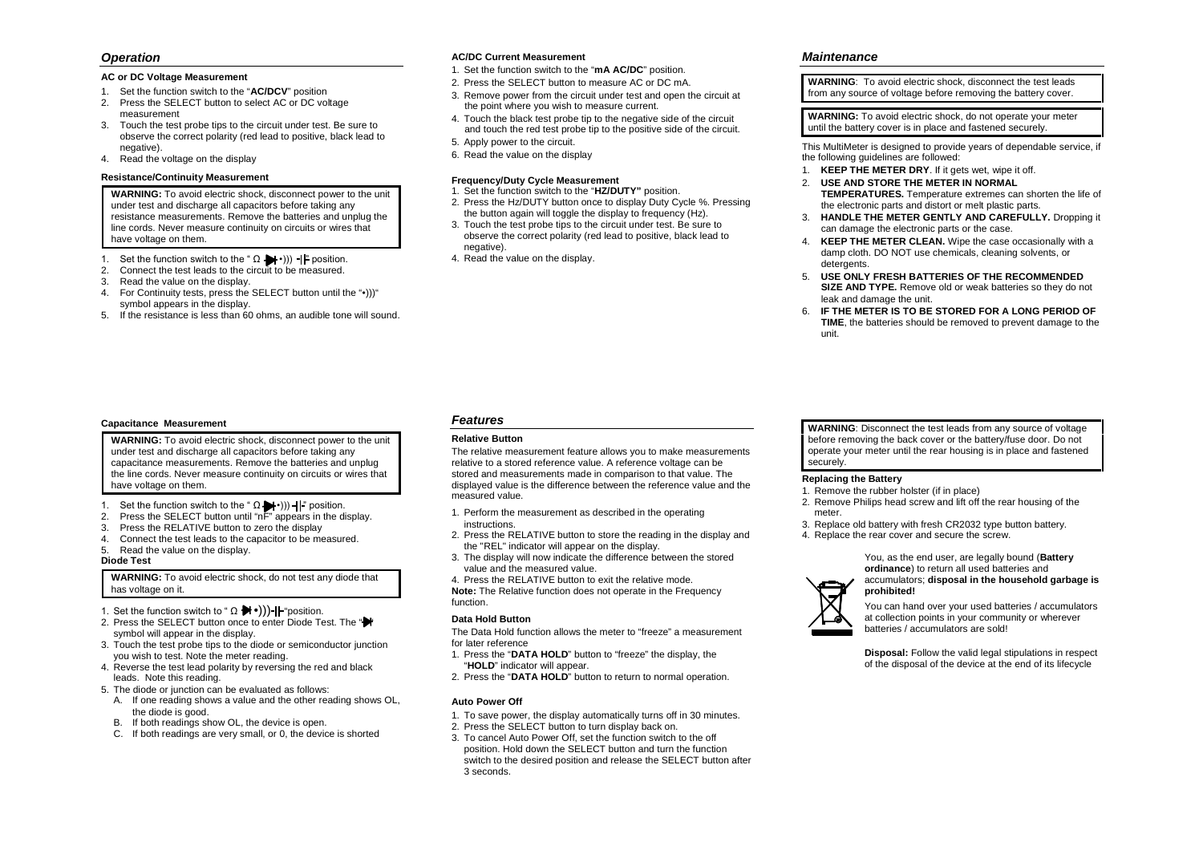## *Operation*

**AC or DC Voltage Measurement**

1. Set the function switch to the "**AC/DCV**" position
2. Press the SELECT button to select AC or DC voltage measurement
3. Touch the test probe tips to the circuit under test. Be sure to observe the correct polarity (red lead to positive, black lead to negative).
4. Read the voltage on the display

**Resistance/Continuity Measurement**

> **WARNING:** To avoid electric shock, disconnect power to the unit under test and discharge all capacitors before taking any resistance measurements. Remove the batteries and unplug the line cords. Never measure continuity on circuits or wires that have voltage on them.

1. Set the function switch to the " Ω ▶•))) ⊣⊢ position.
2. Connect the test leads to the circuit to be measured.
3. Read the value on the display.
4. For Continuity tests, press the SELECT button until the "•)))" symbol appears in the display.
5. If the resistance is less than 60 ohms, an audible tone will sound.

**Capacitance Measurement**

> **WARNING:** To avoid electric shock, disconnect power to the unit under test and discharge all capacitors before taking any capacitance measurements. Remove the batteries and unplug the line cords. Never measure continuity on circuits or wires that have voltage on them.

1. Set the function switch to the " Ω ▶•))) ⊣⊢ position.
2. Press the SELECT button until "nF" appears in the display.
3. Press the RELATIVE button to zero the display
4. Connect the test leads to the capacitor to be measured.
5. Read the value on the display.

**Diode Test**

> **WARNING:** To avoid electric shock, do not test any diode that has voltage on it.

1. Set the function switch to " Ω ▶•)))⊣⊢"position.
2. Press the SELECT button once to enter Diode Test. The "▶" symbol will appear in the display.
3. Touch the test probe tips to the diode or semiconductor junction you wish to test. Note the meter reading.
4. Reverse the test lead polarity by reversing the red and black leads. Note this reading.
5. The diode or junction can be evaluated as follows:
   A. If one reading shows a value and the other reading shows OL, the diode is good.
   B. If both readings show OL, the device is open.
   C. If both readings are very small, or 0, the device is shorted

**AC/DC Current Measurement**

1. Set the function switch to the "**mA AC/DC**" position.
2. Press the SELECT button to measure AC or DC mA.
3. Remove power from the circuit under test and open the circuit at the point where you wish to measure current.
4. Touch the black test probe tip to the negative side of the circuit and touch the red test probe tip to the positive side of the circuit.
5. Apply power to the circuit.
6. Read the value on the display

**Frequency/Duty Cycle Measurement**

1. Set the function switch to the "**HZ/DUTY"** position.
2. Press the Hz/DUTY button once to display Duty Cycle %. Pressing the button again will toggle the display to frequency (Hz).
3. Touch the test probe tips to the circuit under test. Be sure to observe the correct polarity (red lead to positive, black lead to negative).
4. Read the value on the display.

## *Features*

**Relative Button**

The relative measurement feature allows you to make measurements relative to a stored reference value. A reference voltage can be stored and measurements made in comparison to that value. The displayed value is the difference between the reference value and the measured value.

1. Perform the measurement as described in the operating instructions.
2. Press the RELATIVE button to store the reading in the display and the "REL" indicator will appear on the display.
3. The display will now indicate the difference between the stored value and the measured value.
4. Press the RELATIVE button to exit the relative mode.

**Note:** The Relative function does not operate in the Frequency function.

**Data Hold Button**

The Data Hold function allows the meter to "freeze" a measurement for later reference

1. Press the "**DATA HOLD**" button to "freeze" the display, the "**HOLD**" indicator will appear.
2. Press the "**DATA HOLD**" button to return to normal operation.

**Auto Power Off**

1. To save power, the display automatically turns off in 30 minutes.
2. Press the SELECT button to turn display back on.
3. To cancel Auto Power Off, set the function switch to the off position. Hold down the SELECT button and turn the function switch to the desired position and release the SELECT button after 3 seconds.

## *Maintenance*

> **WARNING**: To avoid electric shock, disconnect the test leads from any source of voltage before removing the battery cover.

> **WARNING:** To avoid electric shock, do not operate your meter until the battery cover is in place and fastened securely.

This MultiMeter is designed to provide years of dependable service, if the following guidelines are followed:

1. **KEEP THE METER DRY**. If it gets wet, wipe it off.
2. **USE AND STORE THE METER IN NORMAL TEMPERATURES.** Temperature extremes can shorten the life of the electronic parts and distort or melt plastic parts.
3. **HANDLE THE METER GENTLY AND CAREFULLY.** Dropping it can damage the electronic parts or the case.
4. **KEEP THE METER CLEAN.** Wipe the case occasionally with a damp cloth. DO NOT use chemicals, cleaning solvents, or detergents.
5. **USE ONLY FRESH BATTERIES OF THE RECOMMENDED SIZE AND TYPE.** Remove old or weak batteries so they do not leak and damage the unit.
6. **IF THE METER IS TO BE STORED FOR A LONG PERIOD OF TIME**, the batteries should be removed to prevent damage to the unit.

> **WARNING**: Disconnect the test leads from any source of voltage before removing the back cover or the battery/fuse door. Do not operate your meter until the rear housing is in place and fastened securely.

**Replacing the Battery**

1. Remove the rubber holster (if in place)
2. Remove Philips head screw and lift off the rear housing of the meter.
3. Replace old battery with fresh CR2032 type button battery.
4. Replace the rear cover and secure the screw.

You, as the end user, are legally bound (**Battery ordinance**) to return all used batteries and accumulators; **disposal in the household garbage is prohibited!**

You can hand over your used batteries / accumulators at collection points in your community or wherever batteries / accumulators are sold!

**Disposal:** Follow the valid legal stipulations in respect of the disposal of the device at the end of its lifecycle